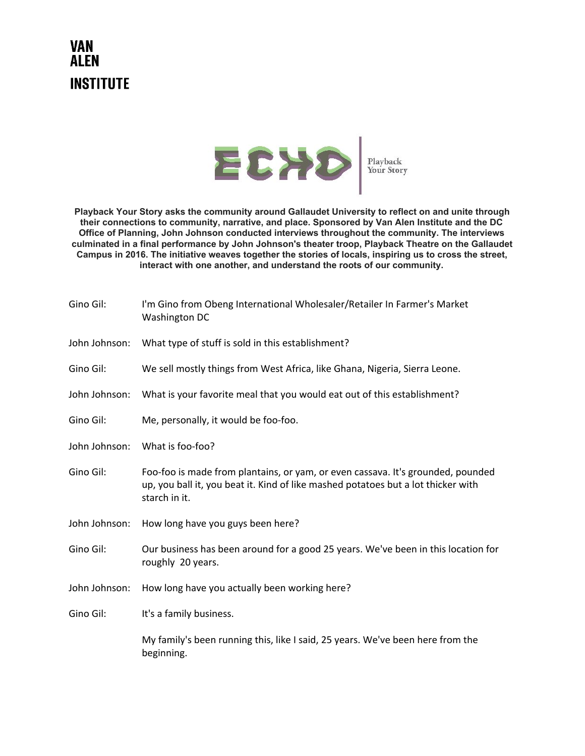**VAN ALEN INSTITUTE**

**ECHO** | Playback Your Story

**Playback Your Story asks the community around Gallaudet University to reflect on and unite through their connections to community, narrative, and place. Sponsored by Van Alen Institute and the DC Office of Planning, John Johnson conducted interviews throughout the community. The interviews culminated in a final performance by John Johnson's theater troop, Playback Theatre on the Gallaudet Campus in 2016. The initiative weaves together the stories of locals, inspiring us to cross the street, interact with one another, and understand the roots of our community.**

Gino Gil: I'm Gino from Obeng International Wholesaler/Retailer In Farmer's Market Washington DC

John Johnson: What type of stuff is sold in this establishment?

Gino Gil: We sell mostly things from West Africa, like Ghana, Nigeria, Sierra Leone.

John Johnson: What is your favorite meal that you would eat out of this establishment?

Gino Gil: Me, personally, it would be foo-foo.

John Johnson: What is foo-foo?

Gino Gil: Foo-foo is made from plantains, or yam, or even cassava. It's grounded, pounded up, you ball it, you beat it. Kind of like mashed potatoes but a lot thicker with starch in it.

John Johnson: How long have you guys been here?

Gino Gil: Our business has been around for a good 25 years. We've been in this location for roughly 20 years.

John Johnson: How long have you actually been working here?

Gino Gil: It's a family business.

My family's been running this, like I said, 25 years. We've been here from the beginning.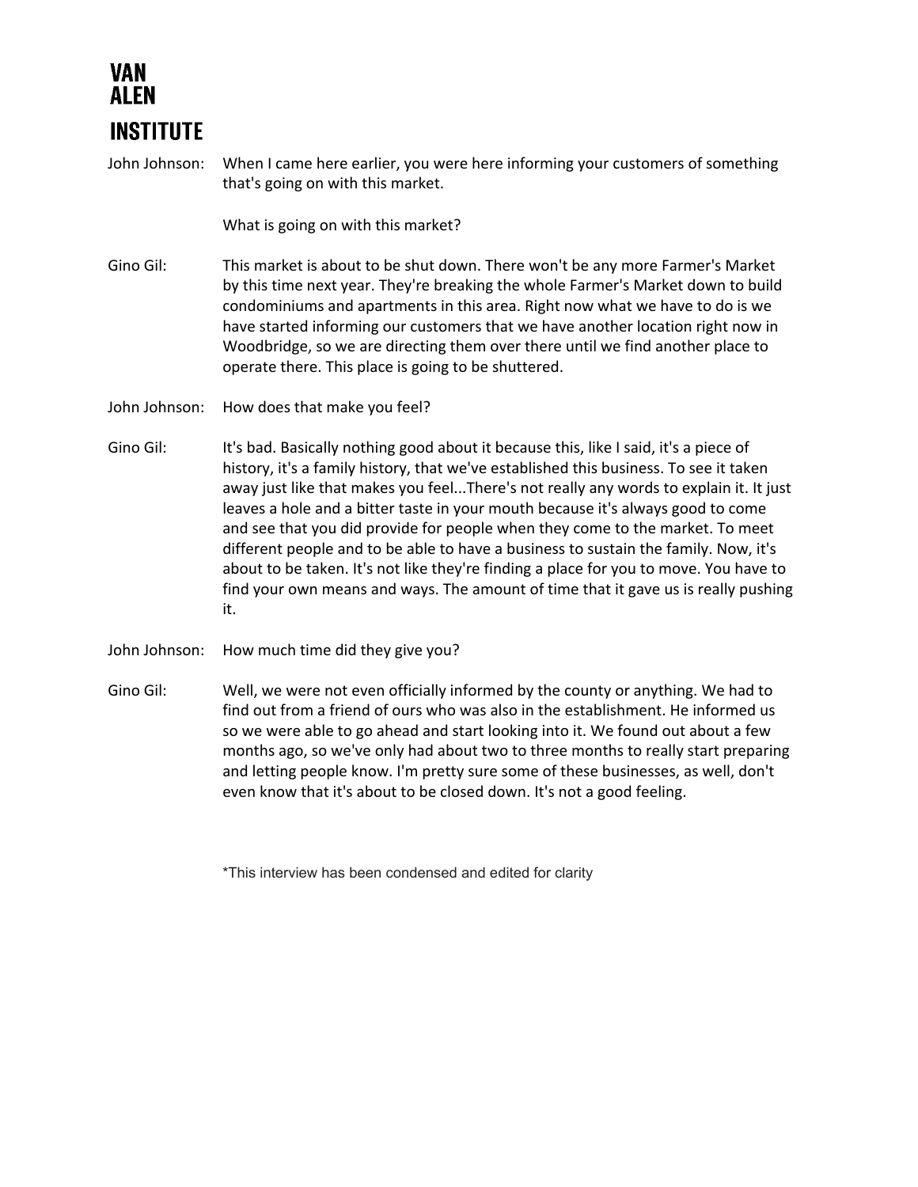**VAN ALEN INSTITUTE**

**John Johnson:** When I came here earlier, you were here informing your customers of something that's going on with this market.

What is going on with this market?

**Gino Gil:** This market is about to be shut down. There won't be any more Farmer's Market by this time next year. They're breaking the whole Farmer's Market down to build condominiums and apartments in this area. Right now what we have to do is we have started informing our customers that we have another location right now in Woodbridge, so we are directing them over there until we find another place to operate there. This place is going to be shuttered.

**John Johnson:** How does that make you feel?

**Gino Gil:** It's bad. Basically nothing good about it because this, like I said, it's a piece of history, it's a family history, that we've established this business. To see it taken away just like that makes you feel...There's not really any words to explain it. It just leaves a hole and a bitter taste in your mouth because it's always good to come and see that you did provide for people when they come to the market. To meet different people and to be able to have a business to sustain the family. Now, it's about to be taken. It's not like they're finding a place for you to move. You have to find your own means and ways. The amount of time that it gave us is really pushing it.

**John Johnson:** How much time did they give you?

**Gino Gil:** Well, we were not even officially informed by the county or anything. We had to find out from a friend of ours who was also in the establishment. He informed us so we were able to go ahead and start looking into it. We found out about a few months ago, so we've only had about two to three months to really start preparing and letting people know. I'm pretty sure some of these businesses, as well, don't even know that it's about to be closed down. It's not a good feeling.

*This interview has been condensed and edited for clarity